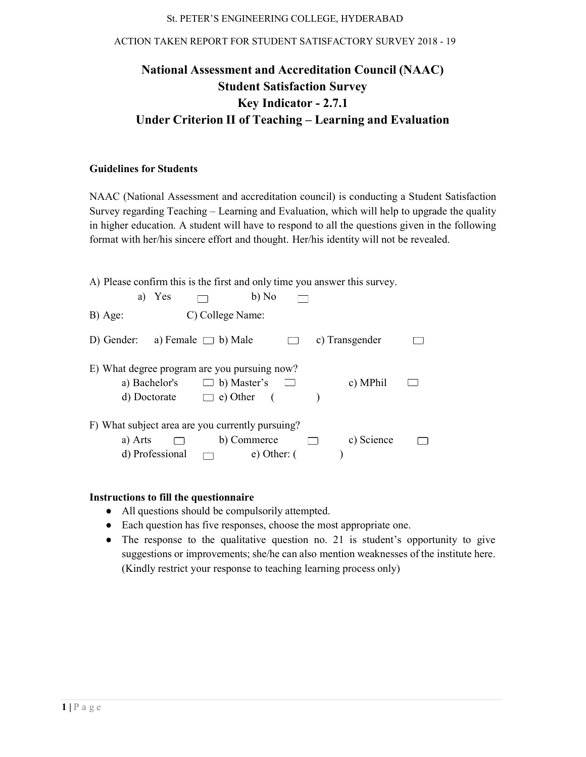St. PETER'S ENGINEERING COLLEGE, HYDERABAD

ACTION TAKEN REPORT FOR STUDENT SATISFACTORY SURVEY 2018 - 19

# National Assessment and Accreditation Council (NAAC)
# Student Satisfaction Survey
# Key Indicator - 2.7.1
# Under Criterion II of Teaching – Learning and Evaluation

**Guidelines for Students**

NAAC (National Assessment and accreditation council) is conducting a Student Satisfaction Survey regarding Teaching – Learning and Evaluation, which will help to upgrade the quality in higher education. A student will have to respond to all the questions given in the following format with her/his sincere effort and thought. Her/his identity will not be revealed.

A) Please confirm this is the first and only time you answer this survey.

a) Yes ☐ b) No ☐

B) Age: C) College Name:

D) Gender: a) Female ☐ b) Male ☐ c) Transgender ☐

E) What degree program are you pursuing now?

a) Bachelor's ☐ b) Master's ☐ c) MPhil ☐
d) Doctorate ☐ e) Other ( )

F) What subject area are you currently pursuing?

a) Arts ☐ b) Commerce ☐ c) Science ☐
d) Professional ☐ e) Other: ( )

**Instructions to fill the questionnaire**

- All questions should be compulsorily attempted.
- Each question has five responses, choose the most appropriate one.
- The response to the qualitative question no. 21 is student's opportunity to give suggestions or improvements; she/he can also mention weaknesses of the institute here. (Kindly restrict your response to teaching learning process only)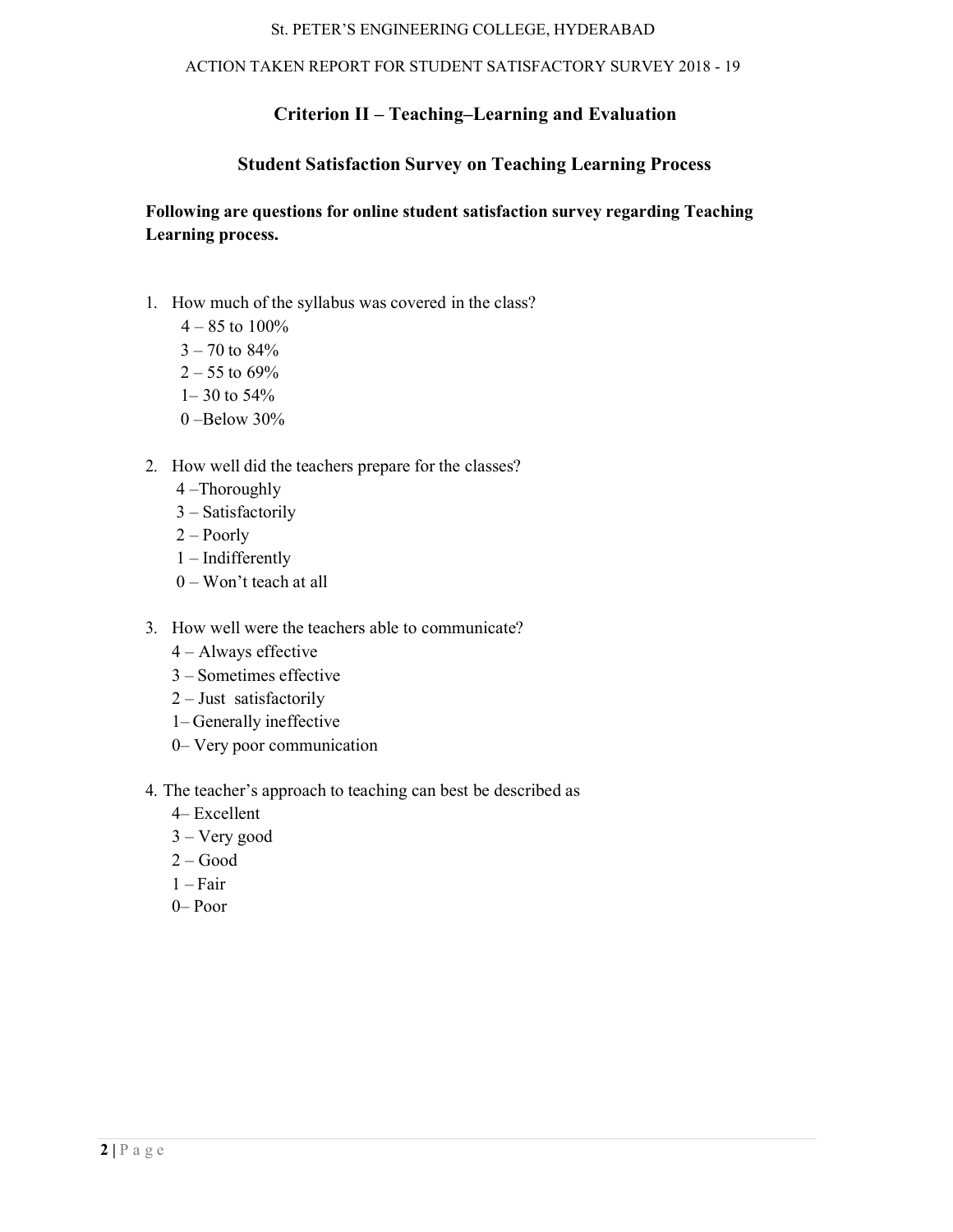## Criterion II – Teaching–Learning and Evaluation

### Student Satisfaction Survey on Teaching Learning Process

**Following are questions for online student satisfaction survey regarding Teaching Learning process.**

1. How much of the syllabus was covered in the class?
   - 4 – 85 to 100%
   - 3 – 70 to 84%
   - 2 – 55 to 69%
   - 1– 30 to 54%
   - 0 –Below 30%

2. How well did the teachers prepare for the classes?
   - 4 –Thoroughly
   - 3 – Satisfactorily
   - 2 – Poorly
   - 1 – Indifferently
   - 0 – Won't teach at all

3. How well were the teachers able to communicate?
   - 4 – Always effective
   - 3 – Sometimes effective
   - 2 – Just satisfactorily
   - 1– Generally ineffective
   - 0– Very poor communication

4. The teacher's approach to teaching can best be described as
   - 4– Excellent
   - 3 – Very good
   - 2 – Good
   - 1 – Fair
   - 0– Poor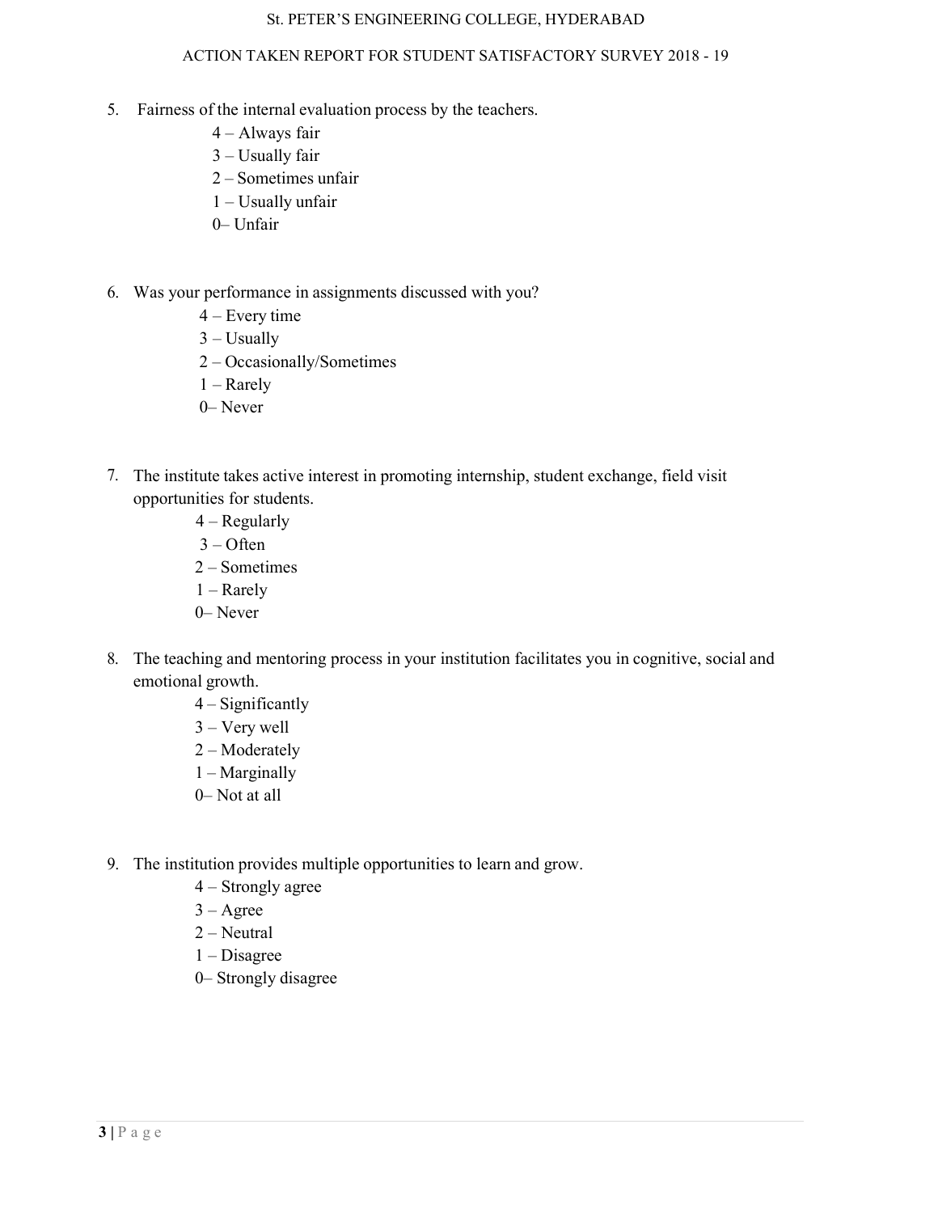5. Fairness of the internal evaluation process by the teachers.
   - 4 – Always fair
   - 3 – Usually fair
   - 2 – Sometimes unfair
   - 1 – Usually unfair
   - 0– Unfair

6. Was your performance in assignments discussed with you?
   - 4 – Every time
   - 3 – Usually
   - 2 – Occasionally/Sometimes
   - 1 – Rarely
   - 0– Never

7. The institute takes active interest in promoting internship, student exchange, field visit opportunities for students.
   - 4 – Regularly
   - 3 – Often
   - 2 – Sometimes
   - 1 – Rarely
   - 0– Never

8. The teaching and mentoring process in your institution facilitates you in cognitive, social and emotional growth.
   - 4 – Significantly
   - 3 – Very well
   - 2 – Moderately
   - 1 – Marginally
   - 0– Not at all

9. The institution provides multiple opportunities to learn and grow.
   - 4 – Strongly agree
   - 3 – Agree
   - 2 – Neutral
   - 1 – Disagree
   - 0– Strongly disagree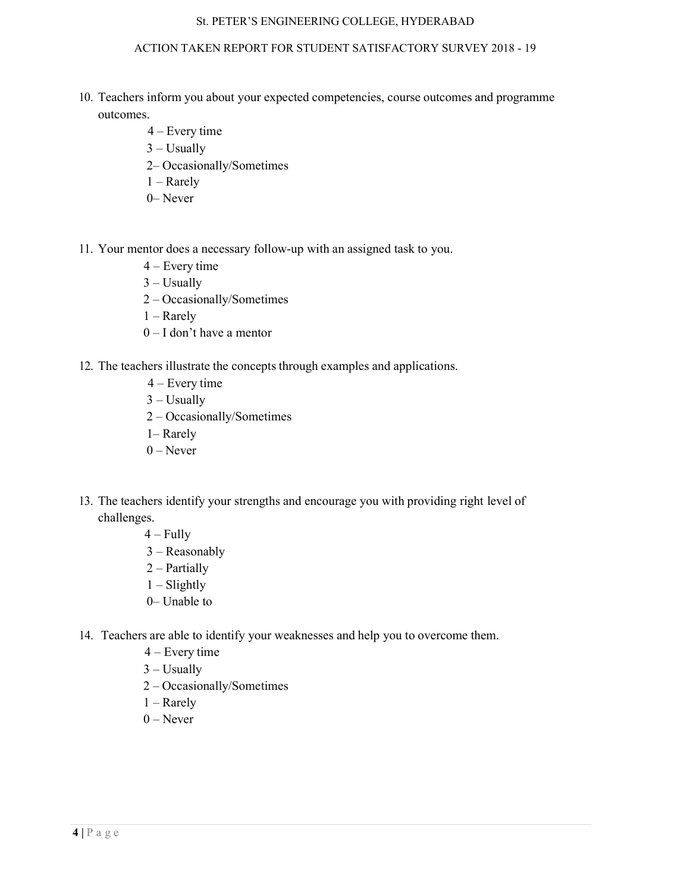10. Teachers inform you about your expected competencies, course outcomes and programme outcomes.

    4 – Every time
    3 – Usually
    2– Occasionally/Sometimes
    1 – Rarely
    0– Never

11. Your mentor does a necessary follow-up with an assigned task to you.

    4 – Every time
    3 – Usually
    2 – Occasionally/Sometimes
    1 – Rarely
    0 – I don't have a mentor

12. The teachers illustrate the concepts through examples and applications.

    4 – Every time
    3 – Usually
    2 – Occasionally/Sometimes
    1– Rarely
    0 – Never

13. The teachers identify your strengths and encourage you with providing right level of challenges.

    4 – Fully
    3 – Reasonably
    2 – Partially
    1 – Slightly
    0– Unable to

14. Teachers are able to identify your weaknesses and help you to overcome them.

    4 – Every time
    3 – Usually
    2 – Occasionally/Sometimes
    1 – Rarely
    0 – Never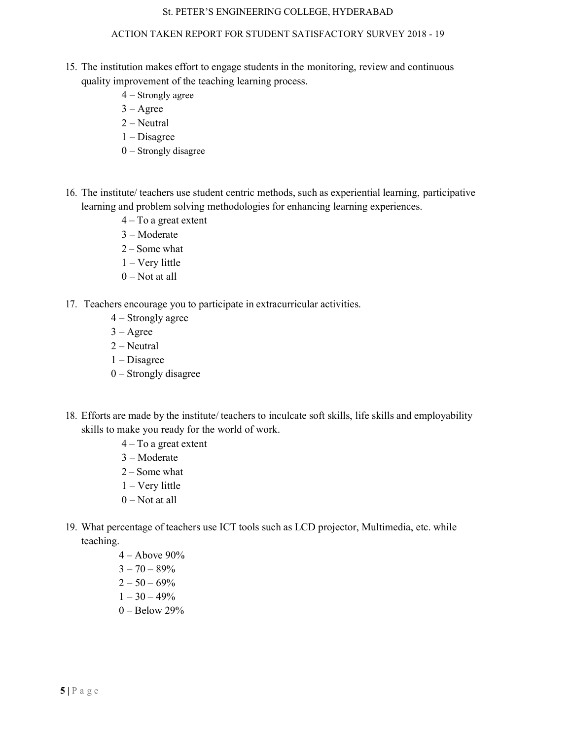15. The institution makes effort to engage students in the monitoring, review and continuous quality improvement of the teaching learning process.
    - 4 – Strongly agree
    - 3 – Agree
    - 2 – Neutral
    - 1 – Disagree
    - 0 – Strongly disagree

16. The institute/ teachers use student centric methods, such as experiential learning, participative learning and problem solving methodologies for enhancing learning experiences.
    - 4 – To a great extent
    - 3 – Moderate
    - 2 – Some what
    - 1 – Very little
    - 0 – Not at all

17. Teachers encourage you to participate in extracurricular activities.
    - 4 – Strongly agree
    - 3 – Agree
    - 2 – Neutral
    - 1 – Disagree
    - 0 – Strongly disagree

18. Efforts are made by the institute/ teachers to inculcate soft skills, life skills and employability skills to make you ready for the world of work.
    - 4 – To a great extent
    - 3 – Moderate
    - 2 – Some what
    - 1 – Very little
    - 0 – Not at all

19. What percentage of teachers use ICT tools such as LCD projector, Multimedia, etc. while teaching.
    - 4 – Above 90%
    - 3 – 70 – 89%
    - 2 – 50 – 69%
    - 1 – 30 – 49%
    - 0 – Below 29%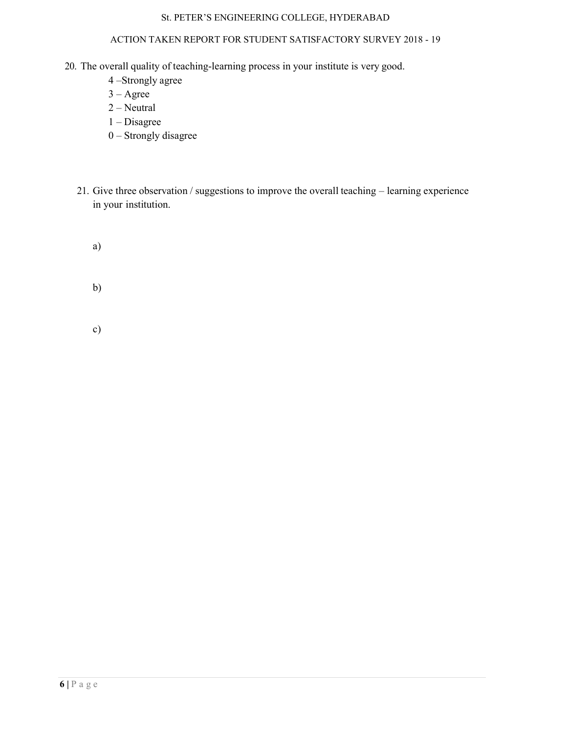20. The overall quality of teaching-learning process in your institute is very good.
    - 4 –Strongly agree
    - 3 – Agree
    - 2 – Neutral
    - 1 – Disagree
    - 0 – Strongly disagree

21. Give three observation / suggestions to improve the overall teaching – learning experience in your institution.

    a)

    b)

    c)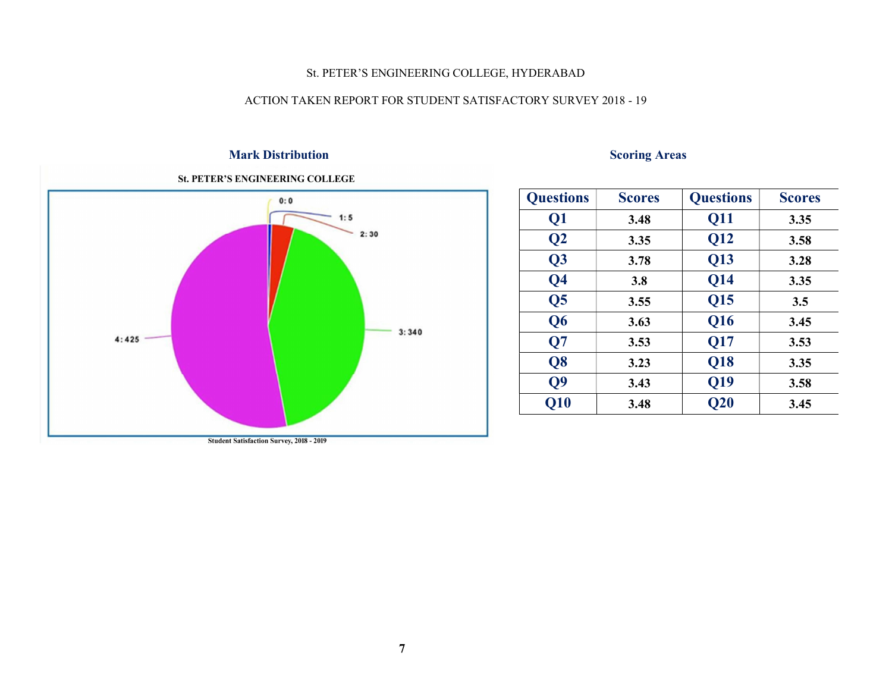St. PETER'S ENGINEERING COLLEGE, HYDERABAD

ACTION TAKEN REPORT FOR STUDENT SATISFACTORY SURVEY 2018 - 19

## Mark Distribution

St. PETER'S ENGINEERING COLLEGE

0: 0

1: 5

2: 30

3: 340

4: 425

Student Satisfaction Survey, 2018 - 2019

## Scoring Areas

| Questions | Scores | Questions | Scores |
|---|---|---|---|
| Q1 | 3.48 | Q11 | 3.35 |
| Q2 | 3.35 | Q12 | 3.58 |
| Q3 | 3.78 | Q13 | 3.28 |
| Q4 | 3.8 | Q14 | 3.35 |
| Q5 | 3.55 | Q15 | 3.5 |
| Q6 | 3.63 | Q16 | 3.45 |
| Q7 | 3.53 | Q17 | 3.53 |
| Q8 | 3.23 | Q18 | 3.35 |
| Q9 | 3.43 | Q19 | 3.58 |
| Q10 | 3.48 | Q20 | 3.45 |